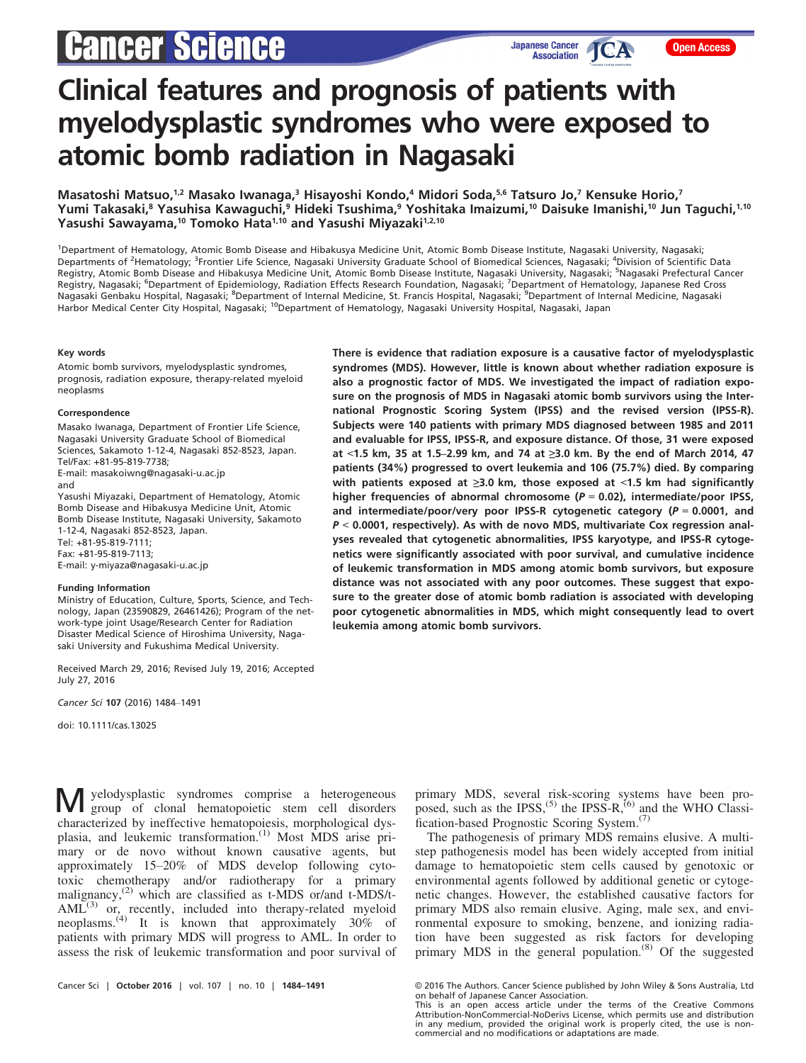# Clinical features and prognosis of patients with myelodysplastic syndromes who were exposed to atomic bomb radiation in Nagasaki

Masatoshi Matsuo,[1,2] Masako Iwanaga,[3] Hisayoshi Kondo,[4] Midori Soda,[5,6] Tatsuro Jo,[7] Kensuke Horio,[7] Yumi Takasaki,[8] Yasuhisa Kawaguchi,[9] Hideki Tsushima,[9] Yoshitaka Imaizumi,[10] Daisuke Imanishi,[10] Jun Taguchi,[1,10] Yasushi Sawayama,[10] Tomoko Hata[1,10] and Yasushi Miyazaki[1,2,10]

[1]Department of Hematology, Atomic Bomb Disease and Hibakusya Medicine Unit, Atomic Bomb Disease Institute, Nagasaki University, Nagasaki; Departments of [2]Hematology; [3]Frontier Life Science, Nagasaki University Graduate School of Biomedical Sciences, Nagasaki; [4]Division of Scientific Data Registry, Atomic Bomb Disease and Hibakusya Medicine Unit, Atomic Bomb Disease Institute, Nagasaki University, Nagasaki; [5]Nagasaki Prefectural Cancer Registry, Nagasaki; [6]Department of Epidemiology, Radiation Effects Research Foundation, Nagasaki; [7]Department of Hematology, Japanese Red Cross Nagasaki Genbaku Hospital, Nagasaki; [8]Department of Internal Medicine, St. Francis Hospital, Nagasaki; [9]Department of Internal Medicine, Nagasaki Harbor Medical Center City Hospital, Nagasaki; [10]Department of Hematology, Nagasaki University Hospital, Nagasaki, Japan

#### Key words

Atomic bomb survivors, myelodysplastic syndromes, prognosis, radiation exposure, therapy-related myeloid neoplasms

#### Correspondence

Masako Iwanaga, Department of Frontier Life Science, Nagasaki University Graduate School of Biomedical Sciences, Sakamoto 1-12-4, Nagasaki 852-8523, Japan.
Tel/Fax: +81-95-819-7738;
E-mail: masakoiwng@nagasaki-u.ac.jp
and
Yasushi Miyazaki, Department of Hematology, Atomic Bomb Disease and Hibakusya Medicine Unit, Atomic Bomb Disease Institute, Nagasaki University, Sakamoto 1-12-4, Nagasaki 852-8523, Japan.
Tel: +81-95-819-7111;
Fax: +81-95-819-7113;
E-mail: y-miyaza@nagasaki-u.ac.jp

#### Funding Information

Ministry of Education, Culture, Sports, Science, and Technology, Japan (23590829, 26461426); Program of the network-type joint Usage/Research Center for Radiation Disaster Medical Science of Hiroshima University, Nagasaki University and Fukushima Medical University.

Received March 29, 2016; Revised July 19, 2016; Accepted July 27, 2016

Cancer Sci 107 (2016) 1484–1491

doi: 10.1111/cas.13025

**There is evidence that radiation exposure is a causative factor of myelodysplastic syndromes (MDS). However, little is known about whether radiation exposure is also a prognostic factor of MDS. We investigated the impact of radiation exposure on the prognosis of MDS in Nagasaki atomic bomb survivors using the International Prognostic Scoring System (IPSS) and the revised version (IPSS-R). Subjects were 140 patients with primary MDS diagnosed between 1985 and 2011 and evaluable for IPSS, IPSS-R, and exposure distance. Of those, 31 were exposed at <1.5 km, 35 at 1.5–2.99 km, and 74 at ≥3.0 km. By the end of March 2014, 47 patients (34%) progressed to overt leukemia and 106 (75.7%) died. By comparing with patients exposed at ≥3.0 km, those exposed at <1.5 km had significantly higher frequencies of abnormal chromosome ($P = 0.02$), intermediate/poor IPSS, and intermediate/poor/very poor IPSS-R cytogenetic category ($P = 0.0001$, and $P < 0.0001$, respectively). As with de novo MDS, multivariate Cox regression analyses revealed that cytogenetic abnormalities, IPSS karyotype, and IPSS-R cytogenetics were significantly associated with poor survival, and cumulative incidence of leukemic transformation in MDS among atomic bomb survivors, but exposure distance was not associated with any poor outcomes. These suggest that exposure to the greater dose of atomic bomb radiation is associated with developing poor cytogenetic abnormalities in MDS, which might consequently lead to overt leukemia among atomic bomb survivors.**

Myelodysplastic syndromes comprise a heterogeneous group of clonal hematopoietic stem cell disorders characterized by ineffective hematopoiesis, morphological dysplasia, and leukemic transformation.[1] Most MDS arise primary or de novo without known causative agents, but approximately 15–20% of MDS develop following cytotoxic chemotherapy and/or radiotherapy for a primary malignancy,[2] which are classified as t-MDS or/and t-MDS/t-AML[3] or, recently, included into therapy-related myeloid neoplasms.[4] It is known that approximately 30% of patients with primary MDS will progress to AML. In order to assess the risk of leukemic transformation and poor survival of primary MDS, several risk-scoring systems have been proposed, such as the IPSS,[5] the IPSS-R,[6] and the WHO Classification-based Prognostic Scoring System.[7]

The pathogenesis of primary MDS remains elusive. A multistep pathogenesis model has been widely accepted from initial damage to hematopoietic stem cells caused by genotoxic or environmental agents followed by additional genetic or cytogenetic changes. However, the established causative factors for primary MDS also remain elusive. Aging, male sex, and environmental exposure to smoking, benzene, and ionizing radiation have been suggested as risk factors for developing primary MDS in the general population.[8] Of the suggested

© 2016 The Authors. Cancer Science published by John Wiley & Sons Australia, Ltd on behalf of Japanese Cancer Association.
This is an open access article under the terms of the Creative Commons Attribution-NonCommercial-NoDerivs License, which permits use and distribution in any medium, provided the original work is properly cited, the use is non-commercial and no modifications or adaptations are made.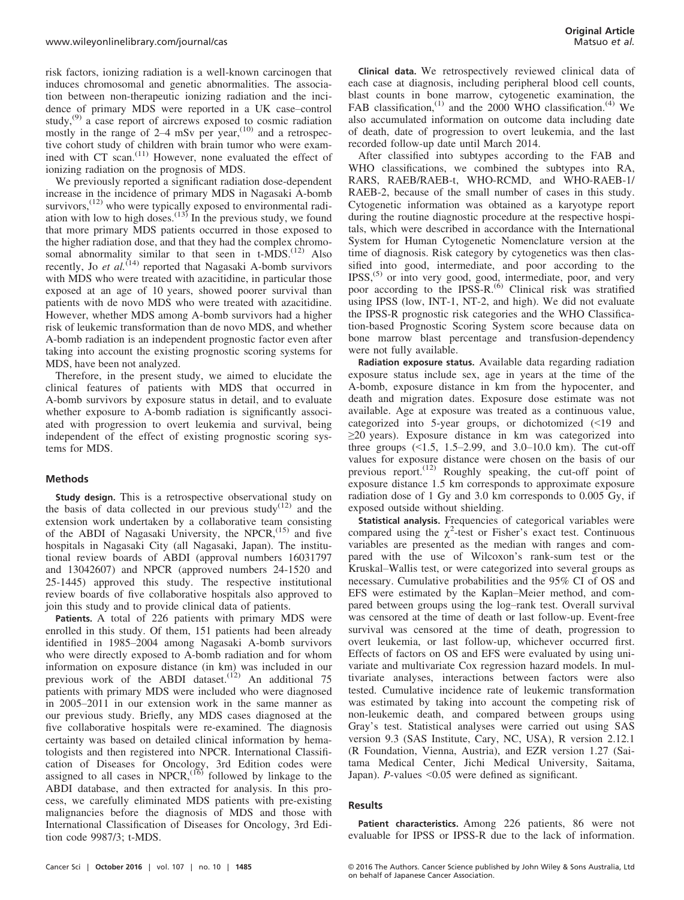risk factors, ionizing radiation is a well-known carcinogen that induces chromosomal and genetic abnormalities. The association between non-therapeutic ionizing radiation and the incidence of primary MDS were reported in a UK case–control study,[9] a case report of aircrews exposed to cosmic radiation mostly in the range of 2–4 mSv per year,[10] and a retrospective cohort study of children with brain tumor who were examined with CT scan.[11] However, none evaluated the effect of ionizing radiation on the prognosis of MDS.

We previously reported a significant radiation dose-dependent increase in the incidence of primary MDS in Nagasaki A-bomb survivors,[12] who were typically exposed to environmental radiation with low to high doses.[13] In the previous study, we found that more primary MDS patients occurred in those exposed to the higher radiation dose, and that they had the complex chromosomal abnormality similar to that seen in t-MDS.[12] Also recently, Jo *et al.*[14] reported that Nagasaki A-bomb survivors with MDS who were treated with azacitidine, in particular those exposed at an age of 10 years, showed poorer survival than patients with de novo MDS who were treated with azacitidine. However, whether MDS among A-bomb survivors had a higher risk of leukemic transformation than de novo MDS, and whether A-bomb radiation is an independent prognostic factor even after taking into account the existing prognostic scoring systems for MDS, have been not analyzed.

Therefore, in the present study, we aimed to elucidate the clinical features of patients with MDS that occurred in A-bomb survivors by exposure status in detail, and to evaluate whether exposure to A-bomb radiation is significantly associated with progression to overt leukemia and survival, being independent of the effect of existing prognostic scoring systems for MDS.

## Methods

**Study design.** This is a retrospective observational study on the basis of data collected in our previous study[12] and the extension work undertaken by a collaborative team consisting of the ABDI of Nagasaki University, the NPCR,[15] and five hospitals in Nagasaki City (all Nagasaki, Japan). The institutional review boards of ABDI (approval numbers 16031797 and 13042607) and NPCR (approval numbers 24-1520 and 25-1445) approved this study. The respective institutional review boards of five collaborative hospitals also approved to join this study and to provide clinical data of patients.

**Patients.** A total of 226 patients with primary MDS were enrolled in this study. Of them, 151 patients had been already identified in 1985–2004 among Nagasaki A-bomb survivors who were directly exposed to A-bomb radiation and for whom information on exposure distance (in km) was included in our previous work of the ABDI dataset.[12] An additional 75 patients with primary MDS were included who were diagnosed in 2005–2011 in our extension work in the same manner as our previous study. Briefly, any MDS cases diagnosed at the five collaborative hospitals were re-examined. The diagnosis certainty was based on detailed clinical information by hematologists and then registered into NPCR. International Classification of Diseases for Oncology, 3rd Edition codes were assigned to all cases in NPCR,[16] followed by linkage to the ABDI database, and then extracted for analysis. In this process, we carefully eliminated MDS patients with pre-existing malignancies before the diagnosis of MDS and those with International Classification of Diseases for Oncology, 3rd Edition code 9987/3; t-MDS.

**Clinical data.** We retrospectively reviewed clinical data of each case at diagnosis, including peripheral blood cell counts, blast counts in bone marrow, cytogenetic examination, the FAB classification,[1] and the 2000 WHO classification.[4] We also accumulated information on outcome data including date of death, date of progression to overt leukemia, and the last recorded follow-up date until March 2014.

After classified into subtypes according to the FAB and WHO classifications, we combined the subtypes into RA, RARS, RAEB/RAEB-t, WHO-RCMD, and WHO-RAEB-1/RAEB-2, because of the small number of cases in this study. Cytogenetic information was obtained as a karyotype report during the routine diagnostic procedure at the respective hospitals, which were described in accordance with the International System for Human Cytogenetic Nomenclature version at the time of diagnosis. Risk category by cytogenetics was then classified into good, intermediate, and poor according to the IPSS,[5] or into very good, good, intermediate, poor, and very poor according to the IPSS-R.[6] Clinical risk was stratified using IPSS (low, INT-1, NT-2, and high). We did not evaluate the IPSS-R prognostic risk categories and the WHO Classification-based Prognostic Scoring System score because data on bone marrow blast percentage and transfusion-dependency were not fully available.

**Radiation exposure status.** Available data regarding radiation exposure status include sex, age in years at the time of the A-bomb, exposure distance in km from the hypocenter, and death and migration dates. Exposure dose estimate was not available. Age at exposure was treated as a continuous value, categorized into 5-year groups, or dichotomized (<19 and ≥20 years). Exposure distance in km was categorized into three groups (<1.5, 1.5–2.99, and 3.0–10.0 km). The cut-off values for exposure distance were chosen on the basis of our previous report.[12] Roughly speaking, the cut-off point of exposure distance 1.5 km corresponds to approximate exposure radiation dose of 1 Gy and 3.0 km corresponds to 0.005 Gy, if exposed outside without shielding.

**Statistical analysis.** Frequencies of categorical variables were compared using the $\chi^2$-test or Fisher's exact test. Continuous variables are presented as the median with ranges and compared with the use of Wilcoxon's rank-sum test or the Kruskal–Wallis test, or were categorized into several groups as necessary. Cumulative probabilities and the 95% CI of OS and EFS were estimated by the Kaplan–Meier method, and compared between groups using the log–rank test. Overall survival was censored at the time of death or last follow-up. Event-free survival was censored at the time of death, progression to overt leukemia, or last follow-up, whichever occurred first. Effects of factors on OS and EFS were evaluated by using univariate and multivariate Cox regression hazard models. In multivariate analyses, interactions between factors were also tested. Cumulative incidence rate of leukemic transformation was estimated by taking into account the competing risk of non-leukemic death, and compared between groups using Gray's test. Statistical analyses were carried out using SAS version 9.3 (SAS Institute, Cary, NC, USA), R version 2.12.1 (R Foundation, Vienna, Austria), and EZR version 1.27 (Saitama Medical Center, Jichi Medical University, Saitama, Japan). $P$-values <0.05 were defined as significant.

## Results

**Patient characteristics.** Among 226 patients, 86 were not evaluable for IPSS or IPSS-R due to the lack of information.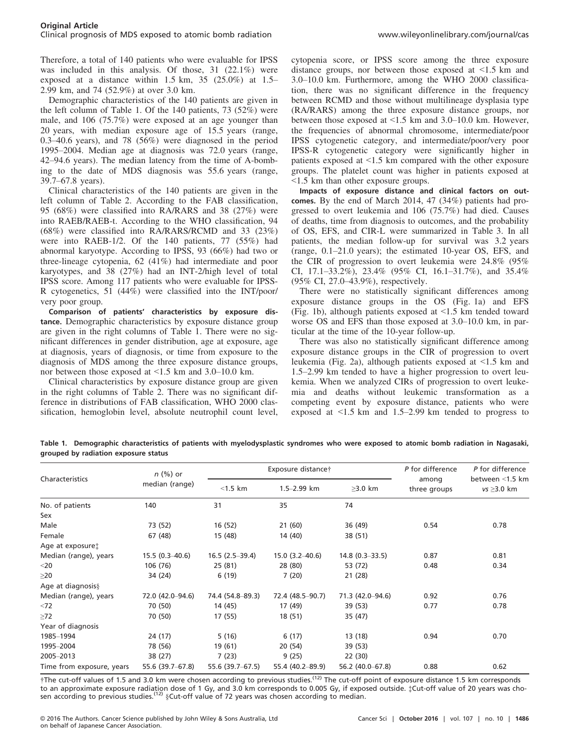Therefore, a total of 140 patients who were evaluable for IPSS was included in this analysis. Of those, 31 (22.1%) were exposed at a distance within 1.5 km, 35 (25.0%) at 1.5–2.99 km, and 74 (52.9%) at over 3.0 km.

Demographic characteristics of the 140 patients are given in the left column of Table 1. Of the 140 patients, 73 (52%) were male, and 106 (75.7%) were exposed at an age younger than 20 years, with median exposure age of 15.5 years (range, 0.3–40.6 years), and 78 (56%) were diagnosed in the period 1995–2004. Median age at diagnosis was 72.0 years (range, 42–94.6 years). The median latency from the time of A-bombing to the date of MDS diagnosis was 55.6 years (range, 39.7–67.8 years).

Clinical characteristics of the 140 patients are given in the left column of Table 2. According to the FAB classification, 95 (68%) were classified into RA/RARS and 38 (27%) were into RAEB/RAEB-t. According to the WHO classification, 94 (68%) were classified into RA/RARS/RCMD and 33 (23%) were into RAEB-1/2. Of the 140 patients, 77 (55%) had abnormal karyotype. According to IPSS, 93 (66%) had two or three-lineage cytopenia, 62 (41%) had intermediate and poor karyotypes, and 38 (27%) had an INT-2/high level of total IPSS score. Among 117 patients who were evaluable for IPSS-R cytogenetics, 51 (44%) were classified into the INT/poor/very poor group.

**Comparison of patients' characteristics by exposure distance.** Demographic characteristics by exposure distance group are given in the right columns of Table 1. There were no significant differences in gender distribution, age at exposure, age at diagnosis, years of diagnosis, or time from exposure to the diagnosis of MDS among the three exposure distance groups, nor between those exposed at <1.5 km and 3.0–10.0 km.

Clinical characteristics by exposure distance group are given in the right columns of Table 2. There was no significant difference in distributions of FAB classification, WHO 2000 classification, hemoglobin level, absolute neutrophil count level, cytopenia score, or IPSS score among the three exposure distance groups, nor between those exposed at <1.5 km and 3.0–10.0 km. Furthermore, among the WHO 2000 classification, there was no significant difference in the frequency between RCMD and those without multilineage dysplasia type (RA/RARS) among the three exposure distance groups, nor between those exposed at <1.5 km and 3.0–10.0 km. However, the frequencies of abnormal chromosome, intermediate/poor IPSS cytogenetic category, and intermediate/poor/very poor IPSS-R cytogenetic category were significantly higher in patients exposed at <1.5 km compared with the other exposure groups. The platelet count was higher in patients exposed at <1.5 km than other exposure groups.

**Impacts of exposure distance and clinical factors on outcomes.** By the end of March 2014, 47 (34%) patients had progressed to overt leukemia and 106 (75.7%) had died. Causes of deaths, time from diagnosis to outcomes, and the probability of OS, EFS, and CIR-L were summarized in Table 3. In all patients, the median follow-up for survival was 3.2 years (range, 0.1–21.0 years); the estimated 10-year OS, EFS, and the CIR of progression to overt leukemia were 24.8% (95% CI, 17.1–33.2%), 23.4% (95% CI, 16.1–31.7%), and 35.4% (95% CI, 27.0–43.9%), respectively.

There were no statistically significant differences among exposure distance groups in the OS (Fig. 1a) and EFS (Fig. 1b), although patients exposed at <1.5 km tended toward worse OS and EFS than those exposed at 3.0–10.0 km, in particular at the time of the 10-year follow-up.

There was also no statistically significant difference among exposure distance groups in the CIR of progression to overt leukemia (Fig. 2a), although patients exposed at <1.5 km and 1.5–2.99 km tended to have a higher progression to overt leukemia. When we analyzed CIRs of progression to overt leukemia and deaths without leukemic transformation as a competing event by exposure distance, patients who were exposed at <1.5 km and 1.5–2.99 km tended to progress to

**Table 1. Demographic characteristics of patients with myelodysplastic syndromes who were exposed to atomic bomb radiation in Nagasaki, grouped by radiation exposure status**

| Characteristics | n (%) or median (range) | Exposure distance† | | | P for difference among three groups | P for difference between <1.5 km vs ≥3.0 km |
|---|---|---|---|---|---|---|
| | | <1.5 km | 1.5–2.99 km | ≥3.0 km | | |
| No. of patients | 140 | 31 | 35 | 74 | | |
| Sex | | | | | | |
| Male | 73 (52) | 16 (52) | 21 (60) | 36 (49) | 0.54 | 0.78 |
| Female | 67 (48) | 15 (48) | 14 (40) | 38 (51) | | |
| Age at exposure‡ | | | | | | |
| Median (range), years | 15.5 (0.3–40.6) | 16.5 (2.5–39.4) | 15.0 (3.2–40.6) | 14.8 (0.3–33.5) | 0.87 | 0.81 |
| <20 | 106 (76) | 25 (81) | 28 (80) | 53 (72) | 0.48 | 0.34 |
| ≥20 | 34 (24) | 6 (19) | 7 (20) | 21 (28) | | |
| Age at diagnosis§ | | | | | | |
| Median (range), years | 72.0 (42.0–94.6) | 74.4 (54.8–89.3) | 72.4 (48.5–90.7) | 71.3 (42.0–94.6) | 0.92 | 0.76 |
| <72 | 70 (50) | 14 (45) | 17 (49) | 39 (53) | 0.77 | 0.78 |
| ≥72 | 70 (50) | 17 (55) | 18 (51) | 35 (47) | | |
| Year of diagnosis | | | | | | |
| 1985–1994 | 24 (17) | 5 (16) | 6 (17) | 13 (18) | 0.94 | 0.70 |
| 1995–2004 | 78 (56) | 19 (61) | 20 (54) | 39 (53) | | |
| 2005–2013 | 38 (27) | 7 (23) | 9 (25) | 22 (30) | | |
| Time from exposure, years | 55.6 (39.7–67.8) | 55.6 (39.7–67.5) | 55.4 (40.2–89.9) | 56.2 (40.0–67.8) | 0.88 | 0.62 |

†The cut-off values of 1.5 and 3.0 km were chosen according to previous studies.[12] The cut-off point of exposure distance 1.5 km corresponds to an approximate exposure radiation dose of 1 Gy, and 3.0 km corresponds to 0.005 Gy, if exposed outside. ‡Cut-off value of 20 years was chosen according to previous studies.[12] §Cut-off value of 72 years was chosen according to median.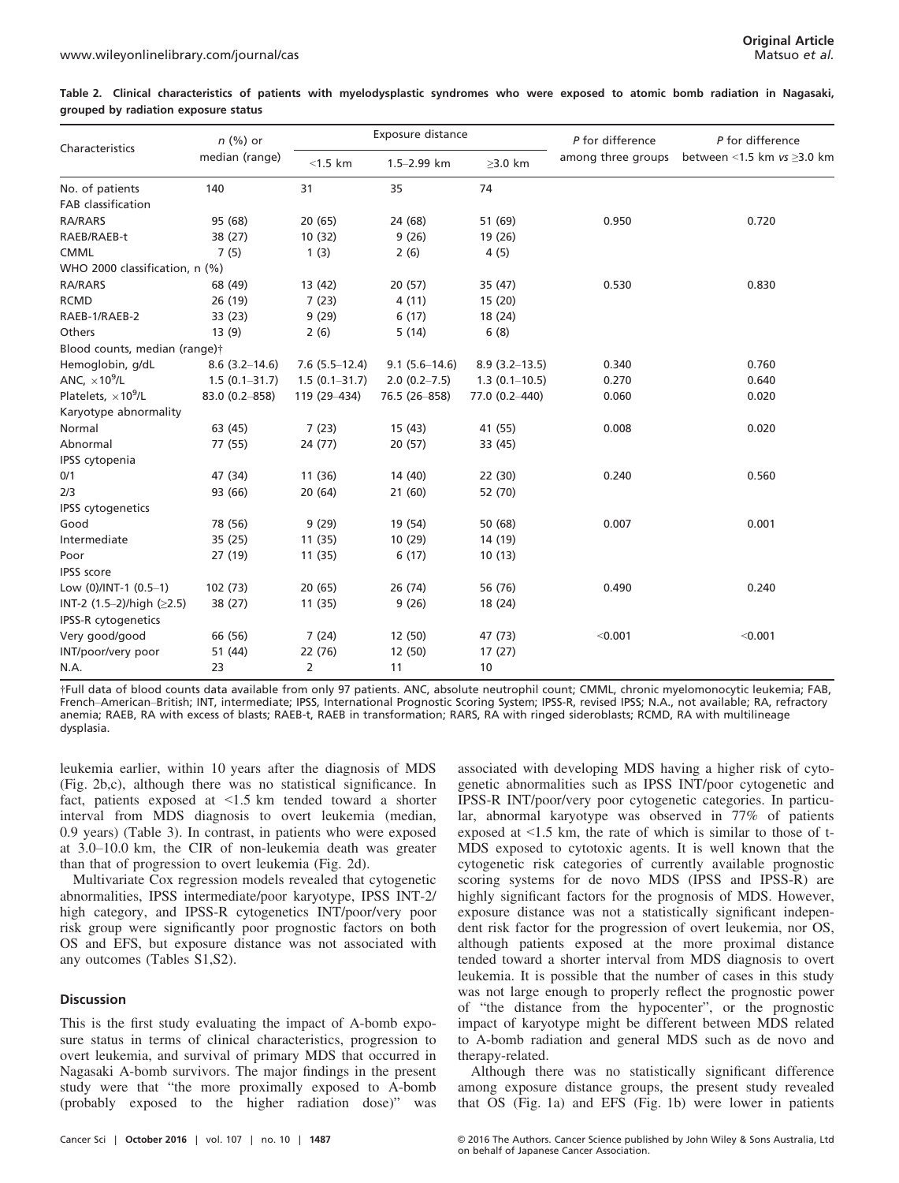**Table 2. Clinical characteristics of patients with myelodysplastic syndromes who were exposed to atomic bomb radiation in Nagasaki, grouped by radiation exposure status**

| Characteristics | *n* (%) or median (range) | Exposure distance | | | *P* for difference among three groups | *P* for difference between <1.5 km *vs* ≥3.0 km |
|---|---|---|---|---|---|---|
| | | <1.5 km | 1.5–2.99 km | ≥3.0 km | | |
| No. of patients | 140 | 31 | 35 | 74 | | |
| FAB classification | | | | | | |
| RA/RARS | 95 (68) | 20 (65) | 24 (68) | 51 (69) | 0.950 | 0.720 |
| RAEB/RAEB-t | 38 (27) | 10 (32) | 9 (26) | 19 (26) | | |
| CMML | 7 (5) | 1 (3) | 2 (6) | 4 (5) | | |
| WHO 2000 classification, n (%) | | | | | | |
| RA/RARS | 68 (49) | 13 (42) | 20 (57) | 35 (47) | 0.530 | 0.830 |
| RCMD | 26 (19) | 7 (23) | 4 (11) | 15 (20) | | |
| RAEB-1/RAEB-2 | 33 (23) | 9 (29) | 6 (17) | 18 (24) | | |
| Others | 13 (9) | 2 (6) | 5 (14) | 6 (8) | | |
| Blood counts, median (range)† | | | | | | |
| Hemoglobin, g/dL | 8.6 (3.2–14.6) | 7.6 (5.5–12.4) | 9.1 (5.6–14.6) | 8.9 (3.2–13.5) | 0.340 | 0.760 |
| ANC, $\times 10^9$/L | 1.5 (0.1–31.7) | 1.5 (0.1–31.7) | 2.0 (0.2–7.5) | 1.3 (0.1–10.5) | 0.270 | 0.640 |
| Platelets, $\times 10^9$/L | 83.0 (0.2–858) | 119 (29–434) | 76.5 (26–858) | 77.0 (0.2–440) | 0.060 | 0.020 |
| Karyotype abnormality | | | | | | |
| Normal | 63 (45) | 7 (23) | 15 (43) | 41 (55) | 0.008 | 0.020 |
| Abnormal | 77 (55) | 24 (77) | 20 (57) | 33 (45) | | |
| IPSS cytopenia | | | | | | |
| 0/1 | 47 (34) | 11 (36) | 14 (40) | 22 (30) | 0.240 | 0.560 |
| 2/3 | 93 (66) | 20 (64) | 21 (60) | 52 (70) | | |
| IPSS cytogenetics | | | | | | |
| Good | 78 (56) | 9 (29) | 19 (54) | 50 (68) | 0.007 | 0.001 |
| Intermediate | 35 (25) | 11 (35) | 10 (29) | 14 (19) | | |
| Poor | 27 (19) | 11 (35) | 6 (17) | 10 (13) | | |
| IPSS score | | | | | | |
| Low (0)/INT-1 (0.5–1) | 102 (73) | 20 (65) | 26 (74) | 56 (76) | 0.490 | 0.240 |
| INT-2 (1.5–2)/high (≥2.5) | 38 (27) | 11 (35) | 9 (26) | 18 (24) | | |
| IPSS-R cytogenetics | | | | | | |
| Very good/good | 66 (56) | 7 (24) | 12 (50) | 47 (73) | <0.001 | <0.001 |
| INT/poor/very poor | 51 (44) | 22 (76) | 12 (50) | 17 (27) | | |
| N.A. | 23 | 2 | 11 | 10 | | |

†Full data of blood counts data available from only 97 patients. ANC, absolute neutrophil count; CMML, chronic myelomonocytic leukemia; FAB, French–American–British; INT, intermediate; IPSS, International Prognostic Scoring System; IPSS-R, revised IPSS; N.A., not available; RA, refractory anemia; RAEB, RA with excess of blasts; RAEB-t, RAEB in transformation; RARS, RA with ringed sideroblasts; RCMD, RA with multilineage dysplasia.

leukemia earlier, within 10 years after the diagnosis of MDS (Fig. 2b,c), although there was no statistical significance. In fact, patients exposed at <1.5 km tended toward a shorter interval from MDS diagnosis to overt leukemia (median, 0.9 years) (Table 3). In contrast, in patients who were exposed at 3.0–10.0 km, the CIR of non-leukemia death was greater than that of progression to overt leukemia (Fig. 2d).

Multivariate Cox regression models revealed that cytogenetic abnormalities, IPSS intermediate/poor karyotype, IPSS INT-2/high category, and IPSS-R cytogenetics INT/poor/very poor risk group were significantly poor prognostic factors on both OS and EFS, but exposure distance was not associated with any outcomes (Tables S1,S2).

## Discussion

This is the first study evaluating the impact of A-bomb exposure status in terms of clinical characteristics, progression to overt leukemia, and survival of primary MDS that occurred in Nagasaki A-bomb survivors. The major findings in the present study were that "the more proximally exposed to A-bomb (probably exposed to the higher radiation dose)" was associated with developing MDS having a higher risk of cytogenetic abnormalities such as IPSS INT/poor cytogenetic and IPSS-R INT/poor/very poor cytogenetic categories. In particular, abnormal karyotype was observed in 77% of patients exposed at <1.5 km, the rate of which is similar to those of t-MDS exposed to cytotoxic agents. It is well known that the cytogenetic risk categories of currently available prognostic scoring systems for de novo MDS (IPSS and IPSS-R) are highly significant factors for the prognosis of MDS. However, exposure distance was not a statistically significant independent risk factor for the progression of overt leukemia, nor OS, although patients exposed at the more proximal distance tended toward a shorter interval from MDS diagnosis to overt leukemia. It is possible that the number of cases in this study was not large enough to properly reflect the prognostic power of "the distance from the hypocenter", or the prognostic impact of karyotype might be different between MDS related to A-bomb radiation and general MDS such as de novo and therapy-related.

Although there was no statistically significant difference among exposure distance groups, the present study revealed that OS (Fig. 1a) and EFS (Fig. 1b) were lower in patients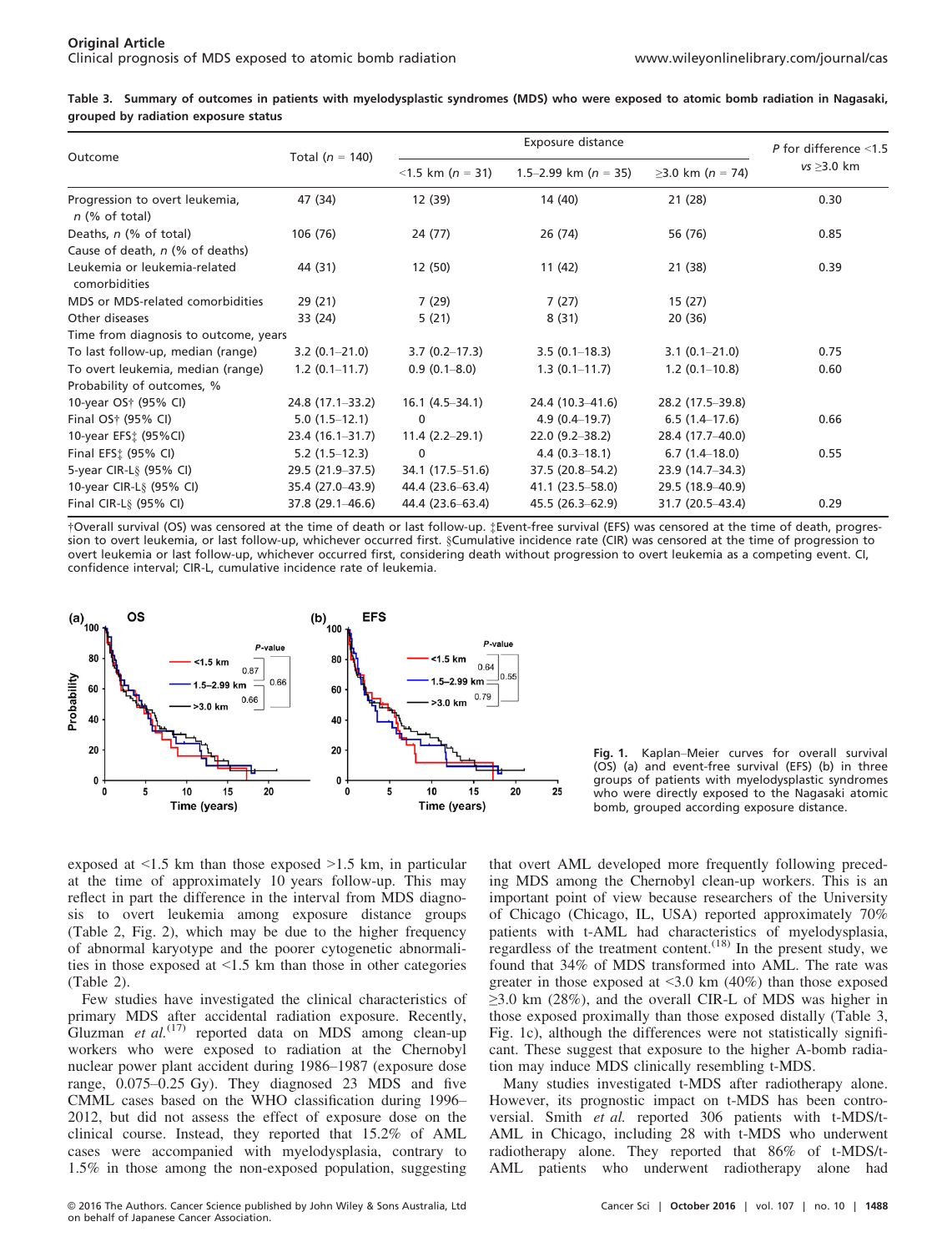**Table 3. Summary of outcomes in patients with myelodysplastic syndromes (MDS) who were exposed to atomic bomb radiation in Nagasaki, grouped by radiation exposure status**

| Outcome | Total (n = 140) | Exposure distance | | | P for difference <1.5 vs ≥3.0 km |
|---|---|---|---|---|---|
| | | <1.5 km (n = 31) | 1.5–2.99 km (n = 35) | ≥3.0 km (n = 74) | |
| Progression to overt leukemia, n (% of total) | 47 (34) | 12 (39) | 14 (40) | 21 (28) | 0.30 |
| Deaths, n (% of total) | 106 (76) | 24 (77) | 26 (74) | 56 (76) | 0.85 |
| Cause of death, n (% of deaths) | | | | | |
| Leukemia or leukemia-related comorbidities | 44 (31) | 12 (50) | 11 (42) | 21 (38) | 0.39 |
| MDS or MDS-related comorbidities | 29 (21) | 7 (29) | 7 (27) | 15 (27) | |
| Other diseases | 33 (24) | 5 (21) | 8 (31) | 20 (36) | |
| Time from diagnosis to outcome, years | | | | | |
| To last follow-up, median (range) | 3.2 (0.1–21.0) | 3.7 (0.2–17.3) | 3.5 (0.1–18.3) | 3.1 (0.1–21.0) | 0.75 |
| To overt leukemia, median (range) | 1.2 (0.1–11.7) | 0.9 (0.1–8.0) | 1.3 (0.1–11.7) | 1.2 (0.1–10.8) | 0.60 |
| Probability of outcomes, % | | | | | |
| 10-year OS† (95% CI) | 24.8 (17.1–33.2) | 16.1 (4.5–34.1) | 24.4 (10.3–41.6) | 28.2 (17.5–39.8) | |
| Final OS† (95% CI) | 5.0 (1.5–12.1) | 0 | 4.9 (0.4–19.7) | 6.5 (1.4–17.6) | 0.66 |
| 10-year EFS‡ (95%CI) | 23.4 (16.1–31.7) | 11.4 (2.2–29.1) | 22.0 (9.2–38.2) | 28.4 (17.7–40.0) | |
| Final EFS‡ (95% CI) | 5.2 (1.5–12.3) | 0 | 4.4 (0.3–18.1) | 6.7 (1.4–18.0) | 0.55 |
| 5-year CIR-L§ (95% CI) | 29.5 (21.9–37.5) | 34.1 (17.5–51.6) | 37.5 (20.8–54.2) | 23.9 (14.7–34.3) | |
| 10-year CIR-L§ (95% CI) | 35.4 (27.0–43.9) | 44.4 (23.6–63.4) | 41.1 (23.5–58.0) | 29.5 (18.9–40.9) | |
| Final CIR-L§ (95% CI) | 37.8 (29.1–46.6) | 44.4 (23.6–63.4) | 45.5 (26.3–62.9) | 31.7 (20.5–43.4) | 0.29 |

†Overall survival (OS) was censored at the time of death or last follow-up. ‡Event-free survival (EFS) was censored at the time of death, progression to overt leukemia, or last follow-up, whichever occurred first. §Cumulative incidence rate (CIR) was censored at the time of progression to overt leukemia or last follow-up, whichever occurred first, considering death without progression to overt leukemia as a competing event. CI, confidence interval; CIR-L, cumulative incidence rate of leukemia.

Fig. 1. Kaplan–Meier curves for overall survival (OS) (a) and event-free survival (EFS) (b) in three groups of patients with myelodysplastic syndromes who were directly exposed to the Nagasaki atomic bomb, grouped according exposure distance.

exposed at <1.5 km than those exposed >1.5 km, in particular at the time of approximately 10 years follow-up. This may reflect in part the difference in the interval from MDS diagnosis to overt leukemia among exposure distance groups (Table 2, Fig. 2), which may be due to the higher frequency of abnormal karyotype and the poorer cytogenetic abnormalities in those exposed at <1.5 km than those in other categories (Table 2).

Few studies have investigated the clinical characteristics of primary MDS after accidental radiation exposure. Recently, Gluzman *et al.*[17] reported data on MDS among clean-up workers who were exposed to radiation at the Chernobyl nuclear power plant accident during 1986–1987 (exposure dose range, 0.075–0.25 Gy). They diagnosed 23 MDS and five CMML cases based on the WHO classification during 1996–2012, but did not assess the effect of exposure dose on the clinical course. Instead, they reported that 15.2% of AML cases were accompanied with myelodysplasia, contrary to 1.5% in those among the non-exposed population, suggesting that overt AML developed more frequently following preceding MDS among the Chernobyl clean-up workers. This is an important point of view because researchers of the University of Chicago (Chicago, IL, USA) reported approximately 70% patients with t-AML had characteristics of myelodysplasia, regardless of the treatment content.[18] In the present study, we found that 34% of MDS transformed into AML. The rate was greater in those exposed at <3.0 km (40%) than those exposed ≥3.0 km (28%), and the overall CIR-L of MDS was higher in those exposed proximally than those exposed distally (Table 3, Fig. 1c), although the differences were not statistically significant. These suggest that exposure to the higher A-bomb radiation may induce MDS clinically resembling t-MDS.

Many studies investigated t-MDS after radiotherapy alone. However, its prognostic impact on t-MDS has been controversial. Smith *et al.* reported 306 patients with t-MDS/t-AML in Chicago, including 28 with t-MDS who underwent radiotherapy alone. They reported that 86% of t-MDS/t-AML patients who underwent radiotherapy alone had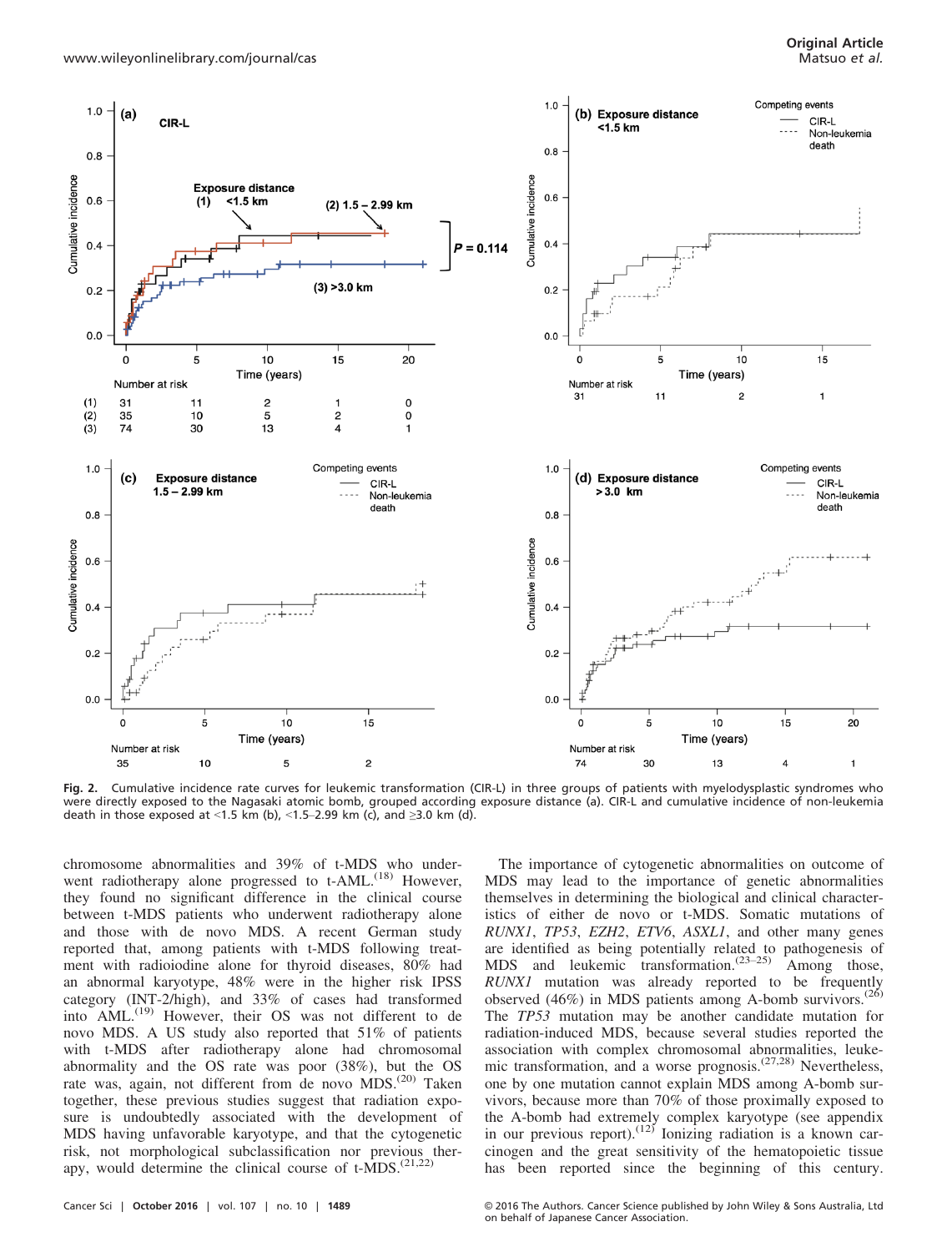**Fig. 2.** Cumulative incidence rate curves for leukemic transformation (CIR-L) in three groups of patients with myelodysplastic syndromes who were directly exposed to the Nagasaki atomic bomb, grouped according exposure distance (a). CIR-L and cumulative incidence of non-leukemia death in those exposed at <1.5 km (b), <1.5–2.99 km (c), and ≥3.0 km (d).

chromosome abnormalities and 39% of t-MDS who underwent radiotherapy alone progressed to t-AML.[18] However, they found no significant difference in the clinical course between t-MDS patients who underwent radiotherapy alone and those with de novo MDS. A recent German study reported that, among patients with t-MDS following treatment with radioiodine alone for thyroid diseases, 80% had an abnormal karyotype, 48% were in the higher risk IPSS category (INT-2/high), and 33% of cases had transformed into AML.[19] However, their OS was not different to de novo MDS. A US study also reported that 51% of patients with t-MDS after radiotherapy alone had chromosomal abnormality and the OS rate was poor (38%), but the OS rate was, again, not different from de novo MDS.[20] Taken together, these previous studies suggest that radiation exposure is undoubtedly associated with the development of MDS having unfavorable karyotype, and that the cytogenetic risk, not morphological subclassification nor previous therapy, would determine the clinical course of t-MDS.[21,22]

The importance of cytogenetic abnormalities on outcome of MDS may lead to the importance of genetic abnormalities themselves in determining the biological and clinical characteristics of either de novo or t-MDS. Somatic mutations of *RUNX1*, *TP53*, *EZH2*, *ETV6*, *ASXL1*, and other many genes are identified as being potentially related to pathogenesis of MDS and leukemic transformation.[23–25] Among those, *RUNX1* mutation was already reported to be frequently observed (46%) in MDS patients among A-bomb survivors.[26] The *TP53* mutation may be another candidate mutation for radiation-induced MDS, because several studies reported the association with complex chromosomal abnormalities, leukemic transformation, and a worse prognosis.[27,28] Nevertheless, one by one mutation cannot explain MDS among A-bomb survivors, because more than 70% of those proximally exposed to the A-bomb had extremely complex karyotype (see appendix in our previous report).[12] Ionizing radiation is a known carcinogen and the great sensitivity of the hematopoietic tissue has been reported since the beginning of this century.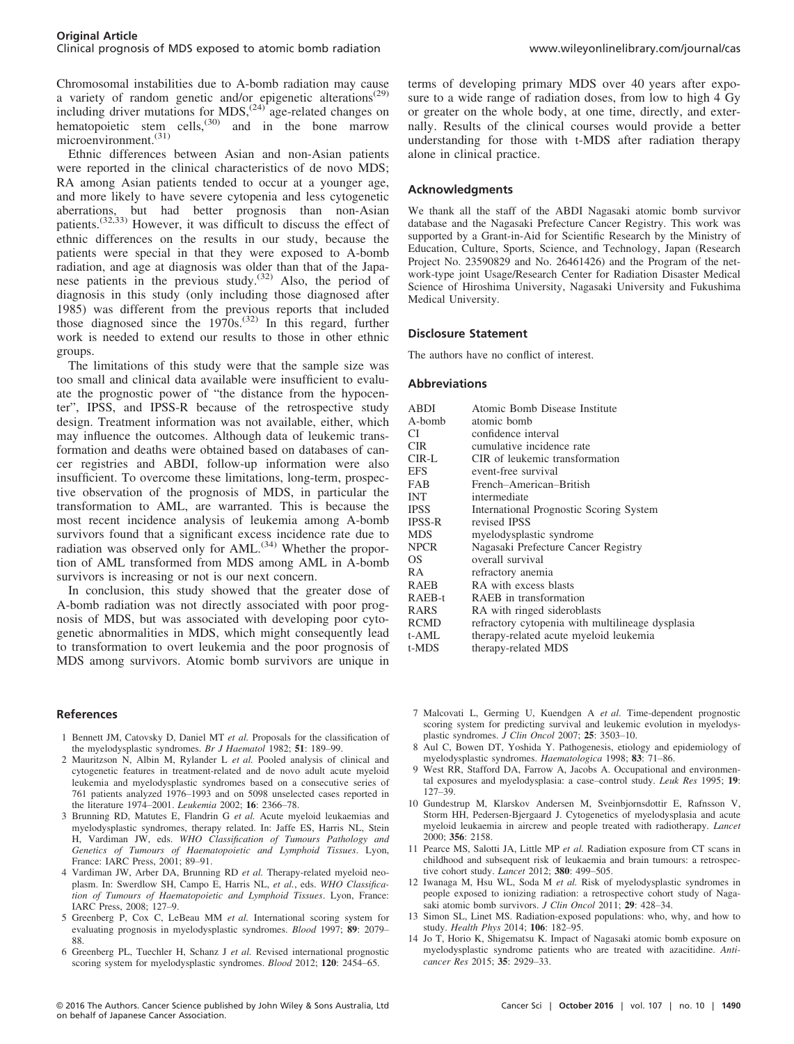Chromosomal instabilities due to A-bomb radiation may cause a variety of random genetic and/or epigenetic alterations[29] including driver mutations for MDS,[24] age-related changes on hematopoietic stem cells,[30] and in the bone marrow microenvironment.[31]

Ethnic differences between Asian and non-Asian patients were reported in the clinical characteristics of de novo MDS; RA among Asian patients tended to occur at a younger age, and more likely to have severe cytopenia and less cytogenetic aberrations, but had better prognosis than non-Asian patients.[32,33] However, it was difficult to discuss the effect of ethnic differences on the results in our study, because the patients were special in that they were exposed to A-bomb radiation, and age at diagnosis was older than that of the Japanese patients in the previous study.[32] Also, the period of diagnosis in this study (only including those diagnosed after 1985) was different from the previous reports that included those diagnosed since the 1970s.[32] In this regard, further work is needed to extend our results to those in other ethnic groups.

The limitations of this study were that the sample size was too small and clinical data available were insufficient to evaluate the prognostic power of "the distance from the hypocenter", IPSS, and IPSS-R because of the retrospective study design. Treatment information was not available, either, which may influence the outcomes. Although data of leukemic transformation and deaths were obtained based on databases of cancer registries and ABDI, follow-up information were also insufficient. To overcome these limitations, long-term, prospective observation of the prognosis of MDS, in particular the transformation to AML, are warranted. This is because the most recent incidence analysis of leukemia among A-bomb survivors found that a significant excess incidence rate due to radiation was observed only for AML.[34] Whether the proportion of AML transformed from MDS among AML in A-bomb survivors is increasing or not is our next concern.

In conclusion, this study showed that the greater dose of A-bomb radiation was not directly associated with poor prognosis of MDS, but was associated with developing poor cytogenetic abnormalities in MDS, which might consequently lead to transformation to overt leukemia and the poor prognosis of MDS among survivors. Atomic bomb survivors are unique in terms of developing primary MDS over 40 years after exposure to a wide range of radiation doses, from low to high 4 Gy or greater on the whole body, at one time, directly, and externally. Results of the clinical courses would provide a better understanding for those with t-MDS after radiation therapy alone in clinical practice.

### Acknowledgments

We thank all the staff of the ABDI Nagasaki atomic bomb survivor database and the Nagasaki Prefecture Cancer Registry. This work was supported by a Grant-in-Aid for Scientific Research by the Ministry of Education, Culture, Sports, Science, and Technology, Japan (Research Project No. 23590829 and No. 26461426) and the Program of the network-type joint Usage/Research Center for Radiation Disaster Medical Science of Hiroshima University, Nagasaki University and Fukushima Medical University.

### Disclosure Statement

The authors have no conflict of interest.

### Abbreviations

| | |
|---|---|
| ABDI | Atomic Bomb Disease Institute |
| A-bomb | atomic bomb |
| CI | confidence interval |
| CIR | cumulative incidence rate |
| CIR-L | CIR of leukemic transformation |
| EFS | event-free survival |
| FAB | French–American–British |
| INT | intermediate |
| IPSS | International Prognostic Scoring System |
| IPSS-R | revised IPSS |
| MDS | myelodysplastic syndrome |
| NPCR | Nagasaki Prefecture Cancer Registry |
| OS | overall survival |
| RA | refractory anemia |
| RAEB | RA with excess blasts |
| RAEB-t | RAEB in transformation |
| RARS | RA with ringed sideroblasts |
| RCMD | refractory cytopenia with multilineage dysplasia |
| t-AML | therapy-related acute myeloid leukemia |
| t-MDS | therapy-related MDS |

### References

1 Bennett JM, Catovsky D, Daniel MT *et al.* Proposals for the classification of the myelodysplastic syndromes. *Br J Haematol* 1982; **51**: 189–99.

2 Mauritzson N, Albin M, Rylander L *et al.* Pooled analysis of clinical and cytogenetic features in treatment-related and de novo adult acute myeloid leukemia and myelodysplastic syndromes based on a consecutive series of 761 patients analyzed 1976–1993 and on 5098 unselected cases reported in the literature 1974–2001. *Leukemia* 2002; **16**: 2366–78.

3 Brunning RD, Matutes E, Flandrin G *et al.* Acute myeloid leukaemias and myelodysplastic syndromes, therapy related. In: Jaffe ES, Harris NL, Stein H, Vardiman JW, eds. *WHO Classification of Tumours Pathology and Genetics of Tumours of Haematopoietic and Lymphoid Tissues*. Lyon, France: IARC Press, 2001; 89–91.

4 Vardiman JW, Arber DA, Brunning RD *et al.* Therapy-related myeloid neoplasm. In: Swerdlow SH, Campo E, Harris NL, *et al.*, eds. *WHO Classification of Tumours of Haematopoietic and Lymphoid Tissues*. Lyon, France: IARC Press, 2008; 127–9.

5 Greenberg P, Cox C, LeBeau MM *et al.* International scoring system for evaluating prognosis in myelodysplastic syndromes. *Blood* 1997; **89**: 2079–88.

6 Greenberg PL, Tuechler H, Schanz J *et al.* Revised international prognostic scoring system for myelodysplastic syndromes. *Blood* 2012; **120**: 2454–65.

7 Malcovati L, Germing U, Kuendgen A *et al.* Time-dependent prognostic scoring system for predicting survival and leukemic evolution in myelodysplastic syndromes. *J Clin Oncol* 2007; **25**: 3503–10.

8 Aul C, Bowen DT, Yoshida Y. Pathogenesis, etiology and epidemiology of myelodysplastic syndromes. *Haematologica* 1998; **83**: 71–86.

9 West RR, Stafford DA, Farrow A, Jacobs A. Occupational and environmental exposures and myelodysplasia: a case–control study. *Leuk Res* 1995; **19**: 127–39.

10 Gundestrup M, Klarskov Andersen M, Sveinbjornsdottir E, Rafnsson V, Storm HH, Pedersen-Bjergaard J. Cytogenetics of myelodysplasia and acute myeloid leukaemia in aircrew and people treated with radiotherapy. *Lancet* 2000; **356**: 2158.

11 Pearce MS, Salotti JA, Little MP *et al.* Radiation exposure from CT scans in childhood and subsequent risk of leukaemia and brain tumours: a retrospective cohort study. *Lancet* 2012; **380**: 499–505.

12 Iwanaga M, Hsu WL, Soda M *et al.* Risk of myelodysplastic syndromes in people exposed to ionizing radiation: a retrospective cohort study of Nagasaki atomic bomb survivors. *J Clin Oncol* 2011; **29**: 428–34.

13 Simon SL, Linet MS. Radiation-exposed populations: who, why, and how to study. *Health Phys* 2014; **106**: 182–95.

14 Jo T, Horio K, Shigematsu K. Impact of Nagasaki atomic bomb exposure on myelodysplastic syndrome patients who are treated with azacitidine. *Anticancer Res* 2015; **35**: 2929–33.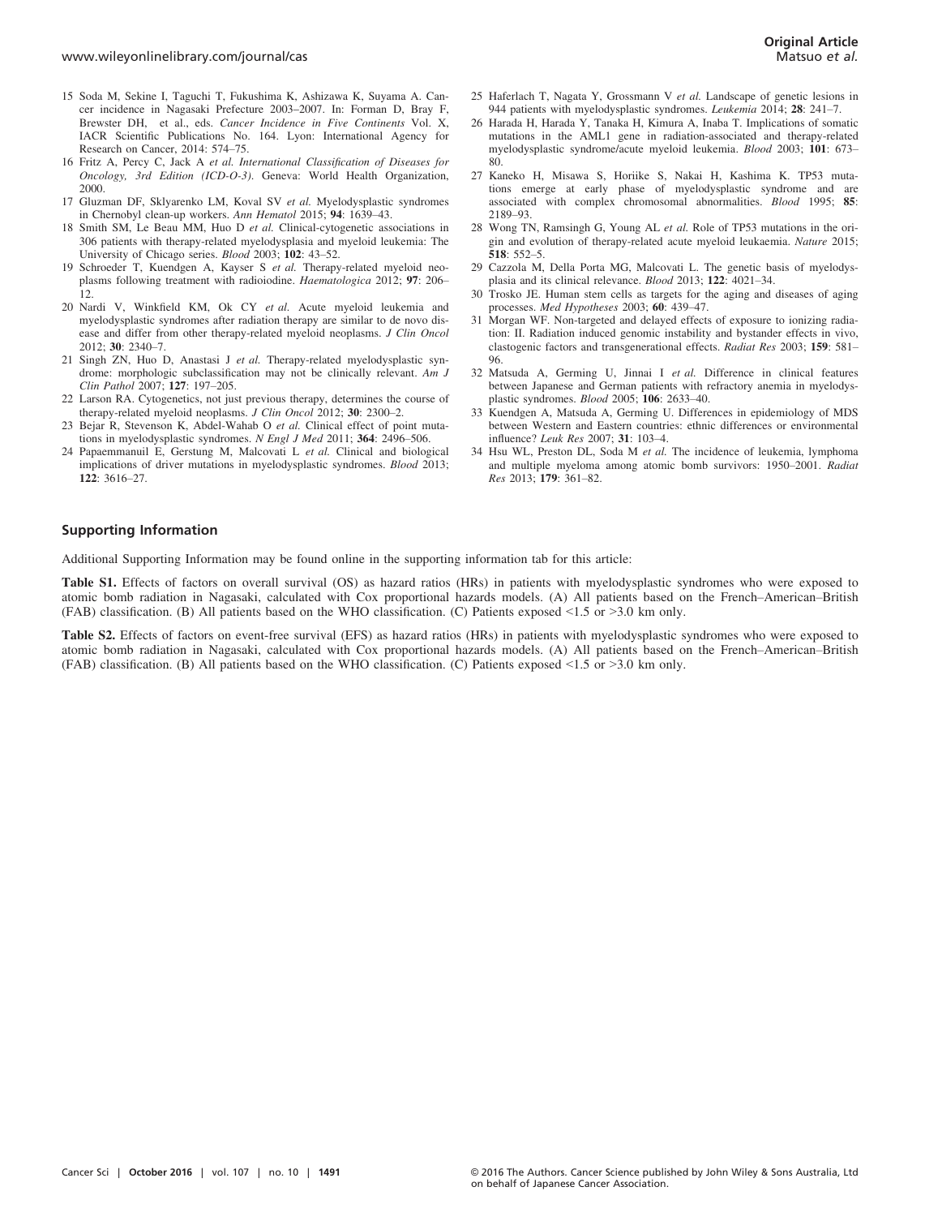15 Soda M, Sekine I, Taguchi T, Fukushima K, Ashizawa K, Suyama A. Cancer incidence in Nagasaki Prefecture 2003–2007. In: Forman D, Bray F, Brewster DH, et al., eds. *Cancer Incidence in Five Continents* Vol. X, IACR Scientific Publications No. 164. Lyon: International Agency for Research on Cancer, 2014: 574–75.

16 Fritz A, Percy C, Jack A *et al. International Classification of Diseases for Oncology, 3rd Edition (ICD-O-3)*. Geneva: World Health Organization, 2000.

17 Gluzman DF, Sklyarenko LM, Koval SV *et al.* Myelodysplastic syndromes in Chernobyl clean-up workers. *Ann Hematol* 2015; **94**: 1639–43.

18 Smith SM, Le Beau MM, Huo D *et al.* Clinical-cytogenetic associations in 306 patients with therapy-related myelodysplasia and myeloid leukemia: The University of Chicago series. *Blood* 2003; **102**: 43–52.

19 Schroeder T, Kuendgen A, Kayser S *et al.* Therapy-related myeloid neoplasms following treatment with radioiodine. *Haematologica* 2012; **97**: 206–12.

20 Nardi V, Winkfield KM, Ok CY *et al.* Acute myeloid leukemia and myelodysplastic syndromes after radiation therapy are similar to de novo disease and differ from other therapy-related myeloid neoplasms. *J Clin Oncol* 2012; **30**: 2340–7.

21 Singh ZN, Huo D, Anastasi J *et al.* Therapy-related myelodysplastic syndrome: morphologic subclassification may not be clinically relevant. *Am J Clin Pathol* 2007; **127**: 197–205.

22 Larson RA. Cytogenetics, not just previous therapy, determines the course of therapy-related myeloid neoplasms. *J Clin Oncol* 2012; **30**: 2300–2.

23 Bejar R, Stevenson K, Abdel-Wahab O *et al.* Clinical effect of point mutations in myelodysplastic syndromes. *N Engl J Med* 2011; **364**: 2496–506.

24 Papaemmanuil E, Gerstung M, Malcovati L *et al.* Clinical and biological implications of driver mutations in myelodysplastic syndromes. *Blood* 2013; **122**: 3616–27.

25 Haferlach T, Nagata Y, Grossmann V *et al.* Landscape of genetic lesions in 944 patients with myelodysplastic syndromes. *Leukemia* 2014; **28**: 241–7.

26 Harada H, Harada Y, Tanaka H, Kimura A, Inaba T. Implications of somatic mutations in the AML1 gene in radiation-associated and therapy-related myelodysplastic syndrome/acute myeloid leukemia. *Blood* 2003; **101**: 673–80.

27 Kaneko H, Misawa S, Horiike S, Nakai H, Kashima K. TP53 mutations emerge at early phase of myelodysplastic syndrome and are associated with complex chromosomal abnormalities. *Blood* 1995; **85**: 2189–93.

28 Wong TN, Ramsingh G, Young AL *et al.* Role of TP53 mutations in the origin and evolution of therapy-related acute myeloid leukaemia. *Nature* 2015; **518**: 552–5.

29 Cazzola M, Della Porta MG, Malcovati L. The genetic basis of myelodysplasia and its clinical relevance. *Blood* 2013; **122**: 4021–34.

30 Trosko JE. Human stem cells as targets for the aging and diseases of aging processes. *Med Hypotheses* 2003; **60**: 439–47.

31 Morgan WF. Non-targeted and delayed effects of exposure to ionizing radiation: II. Radiation induced genomic instability and bystander effects in vivo, clastogenic factors and transgenerational effects. *Radiat Res* 2003; **159**: 581–96.

32 Matsuda A, Germing U, Jinnai I *et al.* Difference in clinical features between Japanese and German patients with refractory anemia in myelodysplastic syndromes. *Blood* 2005; **106**: 2633–40.

33 Kuendgen A, Matsuda A, Germing U. Differences in epidemiology of MDS between Western and Eastern countries: ethnic differences or environmental influence? *Leuk Res* 2007; **31**: 103–4.

34 Hsu WL, Preston DL, Soda M *et al.* The incidence of leukemia, lymphoma and multiple myeloma among atomic bomb survivors: 1950–2001. *Radiat Res* 2013; **179**: 361–82.

## Supporting Information

Additional Supporting Information may be found online in the supporting information tab for this article:

**Table S1.** Effects of factors on overall survival (OS) as hazard ratios (HRs) in patients with myelodysplastic syndromes who were exposed to atomic bomb radiation in Nagasaki, calculated with Cox proportional hazards models. (A) All patients based on the French–American–British (FAB) classification. (B) All patients based on the WHO classification. (C) Patients exposed <1.5 or >3.0 km only.

**Table S2.** Effects of factors on event-free survival (EFS) as hazard ratios (HRs) in patients with myelodysplastic syndromes who were exposed to atomic bomb radiation in Nagasaki, calculated with Cox proportional hazards models. (A) All patients based on the French–American–British (FAB) classification. (B) All patients based on the WHO classification. (C) Patients exposed <1.5 or >3.0 km only.